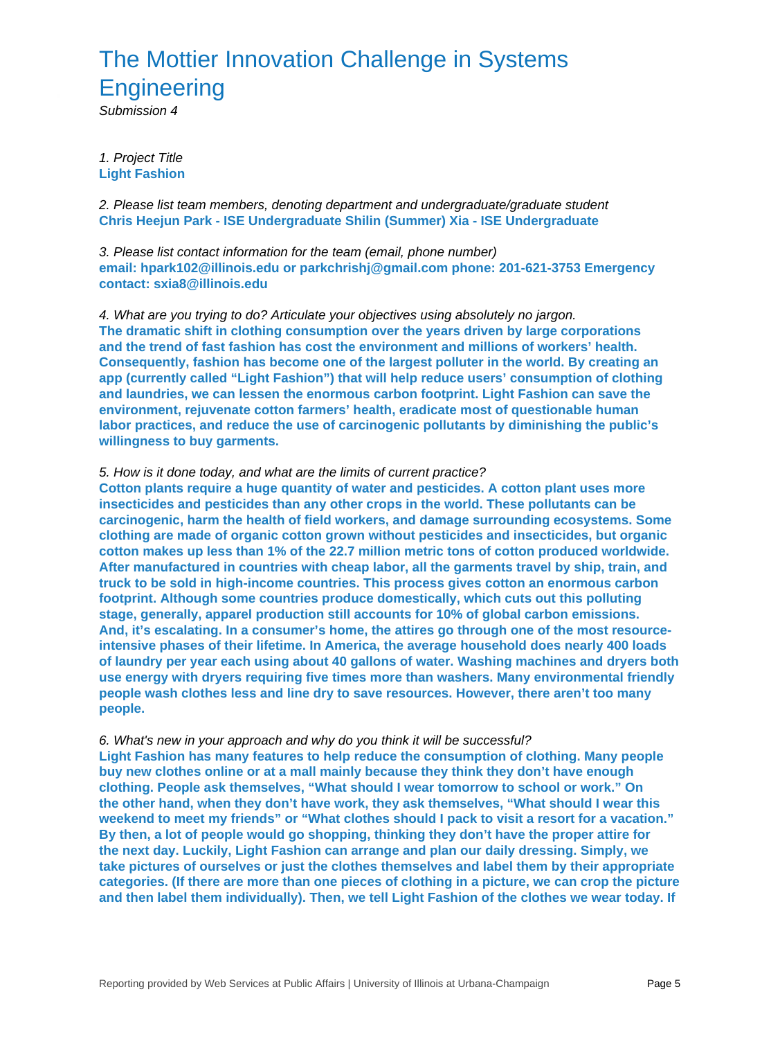# The Mottier Innovation Challenge in Systems Engineering

*Submission 4*

*1. Project Title*

**Light Fashion**

*2. Please list team members, denoting department and undergraduate/graduate student*

**Chris Heejun Park - ISE Undergraduate Shilin (Summer) Xia - ISE Undergraduate**

*3. Please list contact information for the team (email, phone number)*

**email: hpark102@illinois.edu or parkchrishj@gmail.com phone: 201-621-3753 Emergency contact: sxia8@illinois.edu**

*4. What are you trying to do? Articulate your objectives using absolutely no jargon.*

**The dramatic shift in clothing consumption over the years driven by large corporations and the trend of fast fashion has cost the environment and millions of workers' health. Consequently, fashion has become one of the largest polluter in the world. By creating an app (currently called "Light Fashion") that will help reduce users' consumption of clothing and laundries, we can lessen the enormous carbon footprint. Light Fashion can save the environment, rejuvenate cotton farmers' health, eradicate most of questionable human labor practices, and reduce the use of carcinogenic pollutants by diminishing the public's willingness to buy garments.**

*5. How is it done today, and what are the limits of current practice?*

**Cotton plants require a huge quantity of water and pesticides. A cotton plant uses more insecticides and pesticides than any other crops in the world. These pollutants can be carcinogenic, harm the health of field workers, and damage surrounding ecosystems. Some clothing are made of organic cotton grown without pesticides and insecticides, but organic cotton makes up less than 1% of the 22.7 million metric tons of cotton produced worldwide. After manufactured in countries with cheap labor, all the garments travel by ship, train, and truck to be sold in high-income countries. This process gives cotton an enormous carbon footprint. Although some countries produce domestically, which cuts out this polluting stage, generally, apparel production still accounts for 10% of global carbon emissions. And, it's escalating. In a consumer's home, the attires go through one of the most resource-intensive phases of their lifetime. In America, the average household does nearly 400 loads of laundry per year each using about 40 gallons of water. Washing machines and dryers both use energy with dryers requiring five times more than washers. Many environmental friendly people wash clothes less and line dry to save resources. However, there aren't too many people.**

*6. What's new in your approach and why do you think it will be successful?*

**Light Fashion has many features to help reduce the consumption of clothing. Many people buy new clothes online or at a mall mainly because they think they don't have enough clothing. People ask themselves, "What should I wear tomorrow to school or work." On the other hand, when they don't have work, they ask themselves, "What should I wear this weekend to meet my friends" or "What clothes should I pack to visit a resort for a vacation." By then, a lot of people would go shopping, thinking they don't have the proper attire for the next day. Luckily, Light Fashion can arrange and plan our daily dressing. Simply, we take pictures of ourselves or just the clothes themselves and label them by their appropriate categories. (If there are more than one pieces of clothing in a picture, we can crop the picture and then label them individually). Then, we tell Light Fashion of the clothes we wear today. If**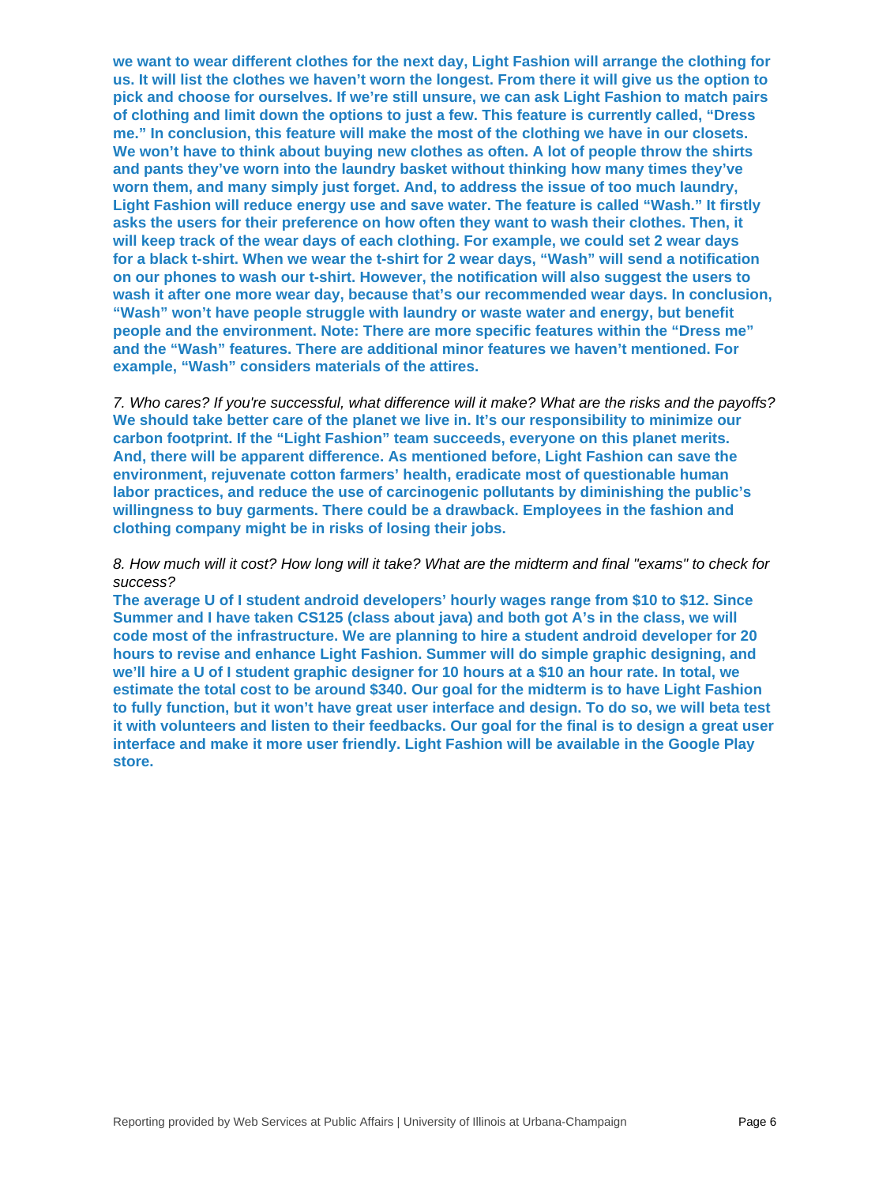**we want to wear different clothes for the next day, Light Fashion will arrange the clothing for us. It will list the clothes we haven't worn the longest. From there it will give us the option to pick and choose for ourselves. If we're still unsure, we can ask Light Fashion to match pairs of clothing and limit down the options to just a few. This feature is currently called, "Dress me." In conclusion, this feature will make the most of the clothing we have in our closets. We won't have to think about buying new clothes as often. A lot of people throw the shirts and pants they've worn into the laundry basket without thinking how many times they've worn them, and many simply just forget. And, to address the issue of too much laundry, Light Fashion will reduce energy use and save water. The feature is called "Wash." It firstly asks the users for their preference on how often they want to wash their clothes. Then, it will keep track of the wear days of each clothing. For example, we could set 2 wear days for a black t-shirt. When we wear the t-shirt for 2 wear days, "Wash" will send a notification on our phones to wash our t-shirt. However, the notification will also suggest the users to wash it after one more wear day, because that's our recommended wear days. In conclusion, "Wash" won't have people struggle with laundry or waste water and energy, but benefit people and the environment. Note: There are more specific features within the "Dress me" and the "Wash" features. There are additional minor features we haven't mentioned. For example, "Wash" considers materials of the attires.**

*7. Who cares? If you're successful, what difference will it make? What are the risks and the payoffs?*
**We should take better care of the planet we live in. It's our responsibility to minimize our carbon footprint. If the "Light Fashion" team succeeds, everyone on this planet merits. And, there will be apparent difference. As mentioned before, Light Fashion can save the environment, rejuvenate cotton farmers' health, eradicate most of questionable human labor practices, and reduce the use of carcinogenic pollutants by diminishing the public's willingness to buy garments. There could be a drawback. Employees in the fashion and clothing company might be in risks of losing their jobs.**

*8. How much will it cost? How long will it take? What are the midterm and final "exams" to check for success?*
**The average U of I student android developers' hourly wages range from $10 to $12. Since Summer and I have taken CS125 (class about java) and both got A's in the class, we will code most of the infrastructure. We are planning to hire a student android developer for 20 hours to revise and enhance Light Fashion. Summer will do simple graphic designing, and we'll hire a U of I student graphic designer for 10 hours at a $10 an hour rate. In total, we estimate the total cost to be around $340. Our goal for the midterm is to have Light Fashion to fully function, but it won't have great user interface and design. To do so, we will beta test it with volunteers and listen to their feedbacks. Our goal for the final is to design a great user interface and make it more user friendly. Light Fashion will be available in the Google Play store.**